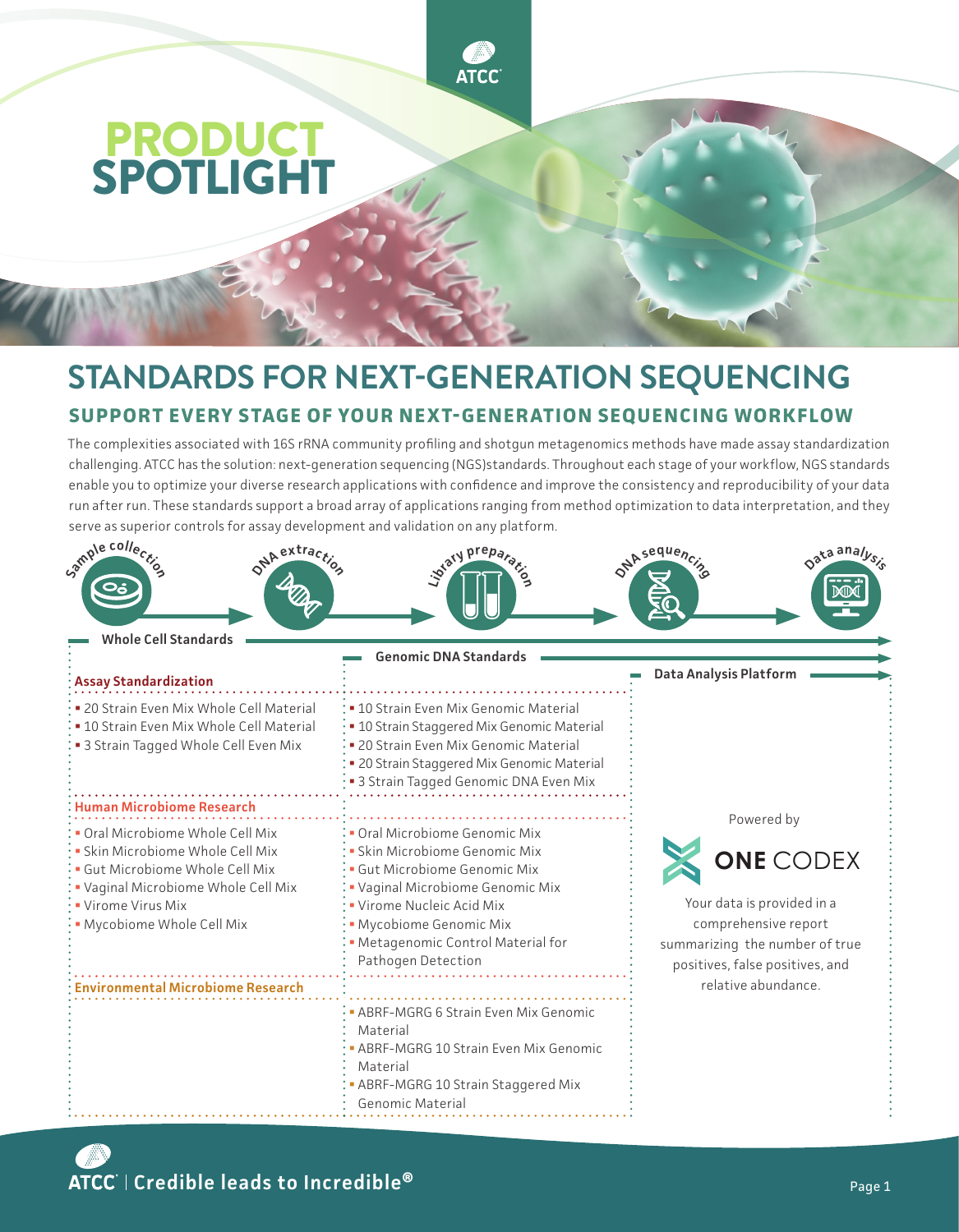# PRODUCT SPOTLIGHT

## STANDARDS FOR NEXT-GENERATION SEQUENCING

### SUPPORT EVERY STAGE OF YOUR NEXT-GENERATION SEQUENCING WORKFLOW

The complexities associated with 16S rRNA community profiling and shotgun metagenomics methods have made assay standardization challenging. ATCC has the solution: next-generation sequencing (NGS)standards. Throughout each stage of your workflow, NGS standards enable you to optimize your diverse research applications with confidence and improve the consistency and reproducibility of your data run after run. These standards support a broad array of applications ranging from method optimization to data interpretation, and they serve as superior controls for assay development and validation on any platform.

Sample collection → DNA extraction → Library preparation → DNA sequencing → Data analysis

| | Whole Cell Standards | Genomic DNA Standards | Data Analysis Platform |
|---|---|---|---|
| **Assay Standardization** | ▪ 20 Strain Even Mix Whole Cell Material<br>▪ 10 Strain Even Mix Whole Cell Material<br>▪ 3 Strain Tagged Whole Cell Even Mix | ▪ 10 Strain Even Mix Genomic Material<br>▪ 10 Strain Staggered Mix Genomic Material<br>▪ 20 Strain Even Mix Genomic Material<br>▪ 20 Strain Staggered Mix Genomic Material<br>▪ 3 Strain Tagged Genomic DNA Even Mix | Powered by ONE CODEX<br><br>Your data is provided in a comprehensive report summarizing the number of true positives, false positives, and relative abundance. |
| **Human Microbiome Research** | ▪ Oral Microbiome Whole Cell Mix<br>▪ Skin Microbiome Whole Cell Mix<br>▪ Gut Microbiome Whole Cell Mix<br>▪ Vaginal Microbiome Whole Cell Mix<br>▪ Virome Virus Mix<br>▪ Mycobiome Whole Cell Mix | ▪ Oral Microbiome Genomic Mix<br>▪ Skin Microbiome Genomic Mix<br>▪ Gut Microbiome Genomic Mix<br>▪ Vaginal Microbiome Genomic Mix<br>▪ Virome Nucleic Acid Mix<br>▪ Mycobiome Genomic Mix<br>▪ Metagenomic Control Material for Pathogen Detection | |
| **Environmental Microbiome Research** | | ▪ ABRF-MGRG 6 Strain Even Mix Genomic Material<br>▪ ABRF-MGRG 10 Strain Even Mix Genomic Material<br>▪ ABRF-MGRG 10 Strain Staggered Mix Genomic Material | |

ATCC | Credible leads to Incredible®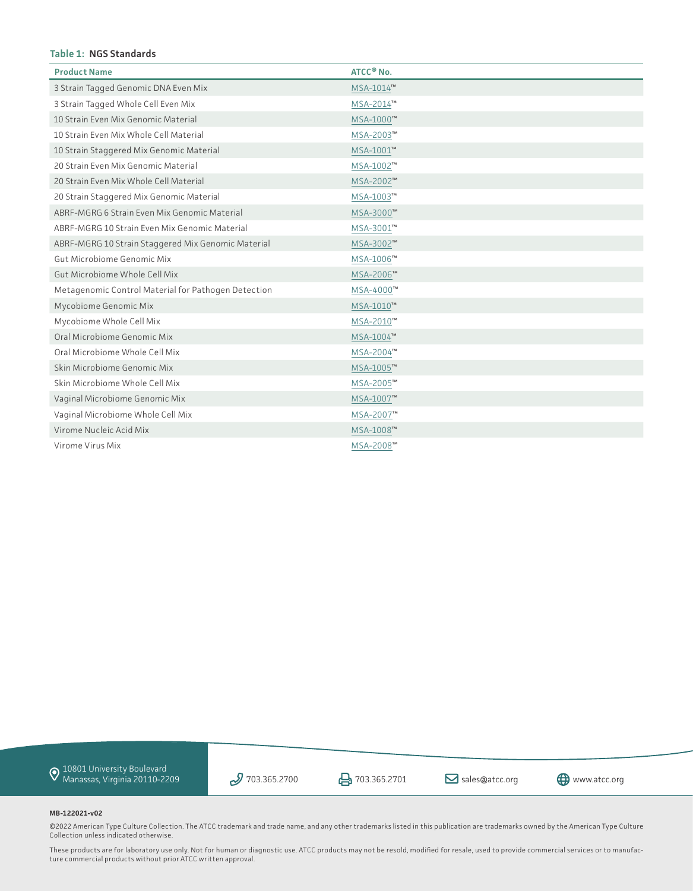**Table 1: NGS Standards**

| Product Name | ATCC® No. |
|---|---|
| 3 Strain Tagged Genomic DNA Even Mix | MSA-1014™ |
| 3 Strain Tagged Whole Cell Even Mix | MSA-2014™ |
| 10 Strain Even Mix Genomic Material | MSA-1000™ |
| 10 Strain Even Mix Whole Cell Material | MSA-2003™ |
| 10 Strain Staggered Mix Genomic Material | MSA-1001™ |
| 20 Strain Even Mix Genomic Material | MSA-1002™ |
| 20 Strain Even Mix Whole Cell Material | MSA-2002™ |
| 20 Strain Staggered Mix Genomic Material | MSA-1003™ |
| ABRF-MGRG 6 Strain Even Mix Genomic Material | MSA-3000™ |
| ABRF-MGRG 10 Strain Even Mix Genomic Material | MSA-3001™ |
| ABRF-MGRG 10 Strain Staggered Mix Genomic Material | MSA-3002™ |
| Gut Microbiome Genomic Mix | MSA-1006™ |
| Gut Microbiome Whole Cell Mix | MSA-2006™ |
| Metagenomic Control Material for Pathogen Detection | MSA-4000™ |
| Mycobiome Genomic Mix | MSA-1010™ |
| Mycobiome Whole Cell Mix | MSA-2010™ |
| Oral Microbiome Genomic Mix | MSA-1004™ |
| Oral Microbiome Whole Cell Mix | MSA-2004™ |
| Skin Microbiome Genomic Mix | MSA-1005™ |
| Skin Microbiome Whole Cell Mix | MSA-2005™ |
| Vaginal Microbiome Genomic Mix | MSA-1007™ |
| Vaginal Microbiome Whole Cell Mix | MSA-2007™ |
| Virome Nucleic Acid Mix | MSA-1008™ |
| Virome Virus Mix | MSA-2008™ |

10801 University Boulevard
Manassas, Virginia 20110-2209

703.365.2700

703.365.2701

sales@atcc.org

www.atcc.org

**MB-122021-v02**

©2022 American Type Culture Collection. The ATCC trademark and trade name, and any other trademarks listed in this publication are trademarks owned by the American Type Culture Collection unless indicated otherwise.

These products are for laboratory use only. Not for human or diagnostic use. ATCC products may not be resold, modified for resale, used to provide commercial services or to manufacture commercial products without prior ATCC written approval.